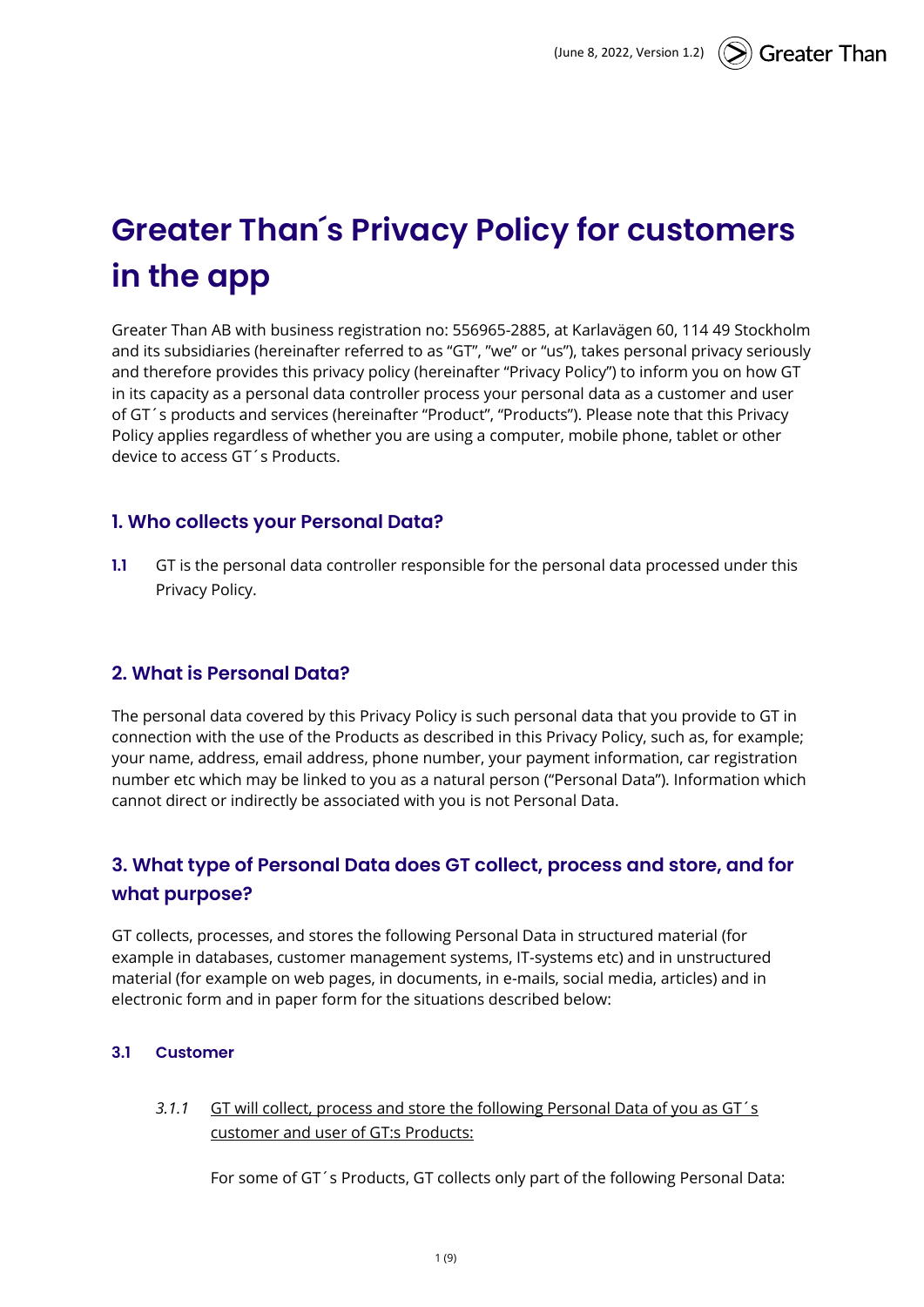# Greater Than´s Privacy Policy for customers in the app

Greater Than AB with business registration no: 556965-2885, at Karlavägen 60, 114 49 Stockholm and its subsidiaries (hereinafter referred to as "GT", "we" or "us"), takes personal privacy seriously and therefore provides this privacy policy (hereinafter "Privacy Policy") to inform you on how GT in its capacity as a personal data controller process your personal data as a customer and user of GT´s products and services (hereinafter "Product", "Products"). Please note that this Privacy Policy applies regardless of whether you are using a computer, mobile phone, tablet or other device to access GT´s Products.

## 1. Who collects your Personal Data?

**1.1** GT is the personal data controller responsible for the personal data processed under this Privacy Policy.

## 2. What is Personal Data?

The personal data covered by this Privacy Policy is such personal data that you provide to GT in connection with the use of the Products as described in this Privacy Policy, such as, for example; your name, address, email address, phone number, your payment information, car registration number etc which may be linked to you as a natural person ("Personal Data"). Information which cannot direct or indirectly be associated with you is not Personal Data.

## 3. What type of Personal Data does GT collect, process and store, and for what purpose?

GT collects, processes, and stores the following Personal Data in structured material (for example in databases, customer management systems, IT-systems etc) and in unstructured material (for example on web pages, in documents, in e-mails, social media, articles) and in electronic form and in paper form for the situations described below:

### 3.1 Customer

*3.1.1* GT will collect, process and store the following Personal Data of you as GT´s customer and user of GT:s Products:

For some of GT´s Products, GT collects only part of the following Personal Data: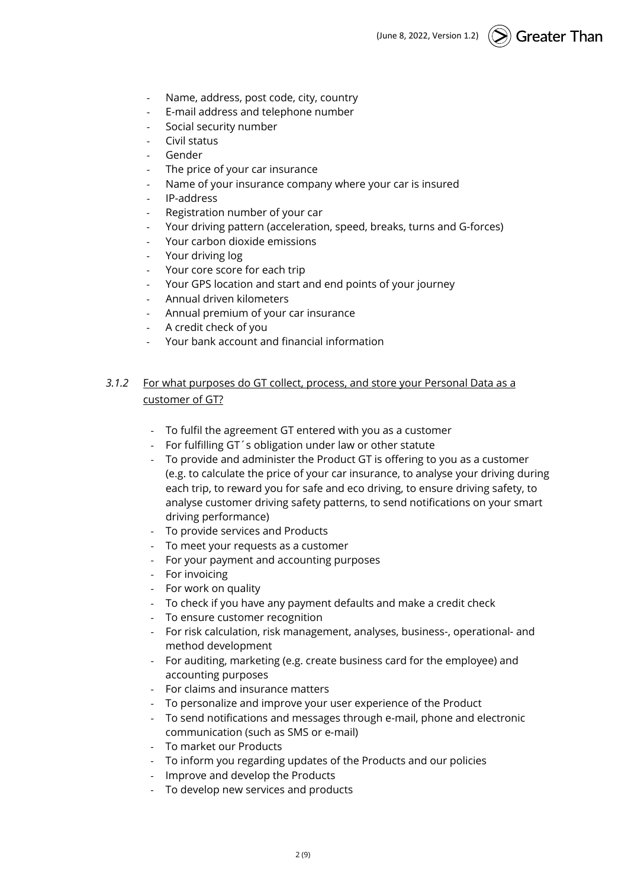- Name, address, post code, city, country
- E-mail address and telephone number
- Social security number
- Civil status
- Gender
- The price of your car insurance
- Name of your insurance company where your car is insured
- IP-address
- Registration number of your car
- Your driving pattern (acceleration, speed, breaks, turns and G-forces)
- Your carbon dioxide emissions
- Your driving log
- Your core score for each trip
- Your GPS location and start and end points of your journey
- Annual driven kilometers
- Annual premium of your car insurance
- A credit check of you
- Your bank account and financial information

#### *3.1.2* For what purposes do GT collect, process, and store your Personal Data as a customer of GT?

- To fulfil the agreement GT entered with you as a customer
- For fulfilling GT´s obligation under law or other statute
- To provide and administer the Product GT is offering to you as a customer (e.g. to calculate the price of your car insurance, to analyse your driving during each trip, to reward you for safe and eco driving, to ensure driving safety, to analyse customer driving safety patterns, to send notifications on your smart driving performance)
- To provide services and Products
- To meet your requests as a customer
- For your payment and accounting purposes
- For invoicing
- For work on quality
- To check if you have any payment defaults and make a credit check
- To ensure customer recognition
- For risk calculation, risk management, analyses, business-, operational- and method development
- For auditing, marketing (e.g. create business card for the employee) and accounting purposes
- For claims and insurance matters
- To personalize and improve your user experience of the Product
- To send notifications and messages through e-mail, phone and electronic communication (such as SMS or e-mail)
- To market our Products
- To inform you regarding updates of the Products and our policies
- Improve and develop the Products
- To develop new services and products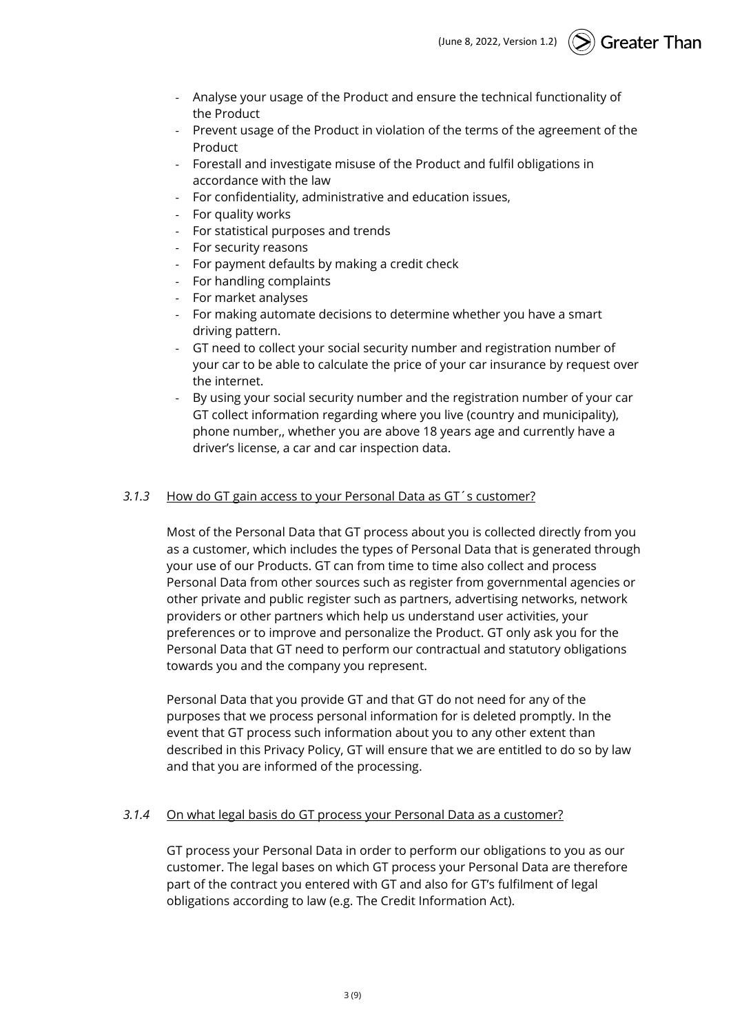- Analyse your usage of the Product and ensure the technical functionality of the Product
- Prevent usage of the Product in violation of the terms of the agreement of the Product
- Forestall and investigate misuse of the Product and fulfil obligations in accordance with the law
- For confidentiality, administrative and education issues,
- For quality works
- For statistical purposes and trends
- For security reasons
- For payment defaults by making a credit check
- For handling complaints
- For market analyses
- For making automate decisions to determine whether you have a smart driving pattern.
- GT need to collect your social security number and registration number of your car to be able to calculate the price of your car insurance by request over the internet.
- By using your social security number and the registration number of your car GT collect information regarding where you live (country and municipality), phone number,, whether you are above 18 years age and currently have a driver's license, a car and car inspection data.

#### *3.1.3* How do GT gain access to your Personal Data as GT´s customer?

Most of the Personal Data that GT process about you is collected directly from you as a customer, which includes the types of Personal Data that is generated through your use of our Products. GT can from time to time also collect and process Personal Data from other sources such as register from governmental agencies or other private and public register such as partners, advertising networks, network providers or other partners which help us understand user activities, your preferences or to improve and personalize the Product. GT only ask you for the Personal Data that GT need to perform our contractual and statutory obligations towards you and the company you represent.

Personal Data that you provide GT and that GT do not need for any of the purposes that we process personal information for is deleted promptly. In the event that GT process such information about you to any other extent than described in this Privacy Policy, GT will ensure that we are entitled to do so by law and that you are informed of the processing.

#### *3.1.4* On what legal basis do GT process your Personal Data as a customer?

GT process your Personal Data in order to perform our obligations to you as our customer. The legal bases on which GT process your Personal Data are therefore part of the contract you entered with GT and also for GT's fulfilment of legal obligations according to law (e.g. The Credit Information Act).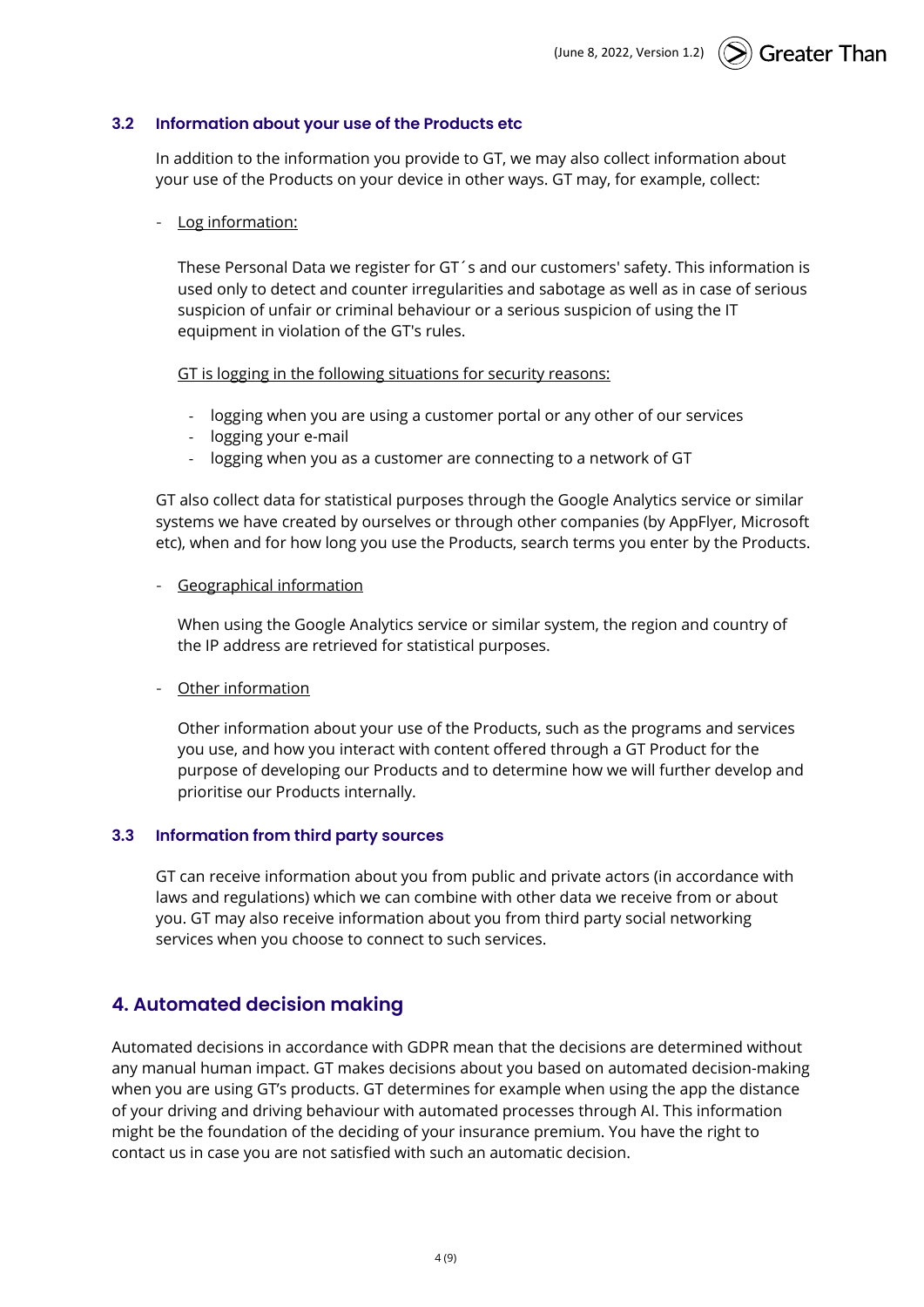### 3.2 Information about your use of the Products etc

In addition to the information you provide to GT, we may also collect information about your use of the Products on your device in other ways. GT may, for example, collect:

- Log information:

  These Personal Data we register for GT´s and our customers' safety. This information is used only to detect and counter irregularities and sabotage as well as in case of serious suspicion of unfair or criminal behaviour or a serious suspicion of using the IT equipment in violation of the GT's rules.

  GT is logging in the following situations for security reasons:

  - logging when you are using a customer portal or any other of our services
  - logging your e-mail
  - logging when you as a customer are connecting to a network of GT

GT also collect data for statistical purposes through the Google Analytics service or similar systems we have created by ourselves or through other companies (by AppFlyer, Microsoft etc), when and for how long you use the Products, search terms you enter by the Products.

- Geographical information

  When using the Google Analytics service or similar system, the region and country of the IP address are retrieved for statistical purposes.

- Other information

  Other information about your use of the Products, such as the programs and services you use, and how you interact with content offered through a GT Product for the purpose of developing our Products and to determine how we will further develop and prioritise our Products internally.

### 3.3 Information from third party sources

GT can receive information about you from public and private actors (in accordance with laws and regulations) which we can combine with other data we receive from or about you. GT may also receive information about you from third party social networking services when you choose to connect to such services.

## 4. Automated decision making

Automated decisions in accordance with GDPR mean that the decisions are determined without any manual human impact. GT makes decisions about you based on automated decision-making when you are using GT's products. GT determines for example when using the app the distance of your driving and driving behaviour with automated processes through AI. This information might be the foundation of the deciding of your insurance premium. You have the right to contact us in case you are not satisfied with such an automatic decision.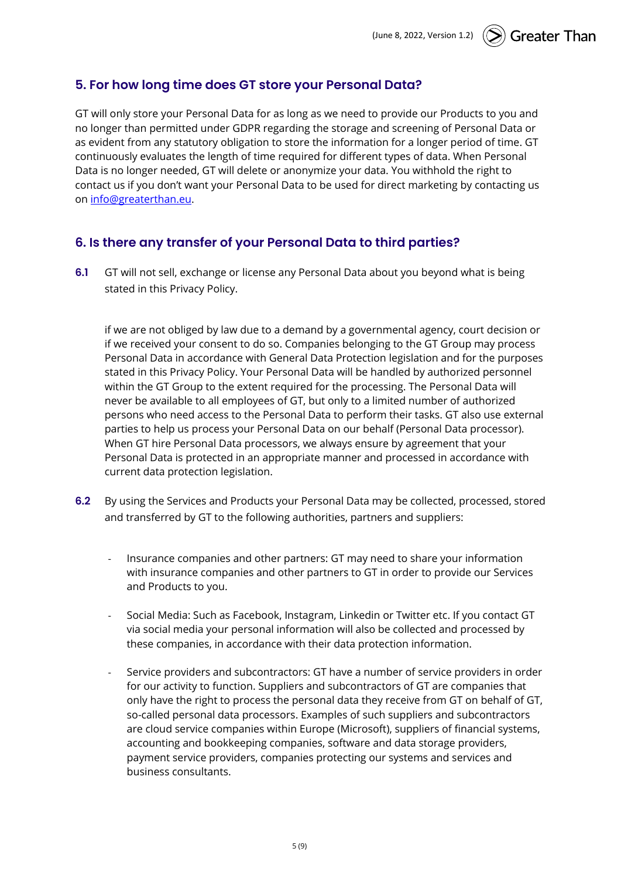## 5. For how long time does GT store your Personal Data?

GT will only store your Personal Data for as long as we need to provide our Products to you and no longer than permitted under GDPR regarding the storage and screening of Personal Data or as evident from any statutory obligation to store the information for a longer period of time. GT continuously evaluates the length of time required for different types of data. When Personal Data is no longer needed, GT will delete or anonymize your data. You withhold the right to contact us if you don't want your Personal Data to be used for direct marketing by contacting us on info@greaterthan.eu.

## 6. Is there any transfer of your Personal Data to third parties?

**6.1** GT will not sell, exchange or license any Personal Data about you beyond what is being stated in this Privacy Policy.

if we are not obliged by law due to a demand by a governmental agency, court decision or if we received your consent to do so. Companies belonging to the GT Group may process Personal Data in accordance with General Data Protection legislation and for the purposes stated in this Privacy Policy. Your Personal Data will be handled by authorized personnel within the GT Group to the extent required for the processing. The Personal Data will never be available to all employees of GT, but only to a limited number of authorized persons who need access to the Personal Data to perform their tasks. GT also use external parties to help us process your Personal Data on our behalf (Personal Data processor). When GT hire Personal Data processors, we always ensure by agreement that your Personal Data is protected in an appropriate manner and processed in accordance with current data protection legislation.

**6.2** By using the Services and Products your Personal Data may be collected, processed, stored and transferred by GT to the following authorities, partners and suppliers:

- Insurance companies and other partners: GT may need to share your information with insurance companies and other partners to GT in order to provide our Services and Products to you.

- Social Media: Such as Facebook, Instagram, Linkedin or Twitter etc. If you contact GT via social media your personal information will also be collected and processed by these companies, in accordance with their data protection information.

- Service providers and subcontractors: GT have a number of service providers in order for our activity to function. Suppliers and subcontractors of GT are companies that only have the right to process the personal data they receive from GT on behalf of GT, so-called personal data processors. Examples of such suppliers and subcontractors are cloud service companies within Europe (Microsoft), suppliers of financial systems, accounting and bookkeeping companies, software and data storage providers, payment service providers, companies protecting our systems and services and business consultants.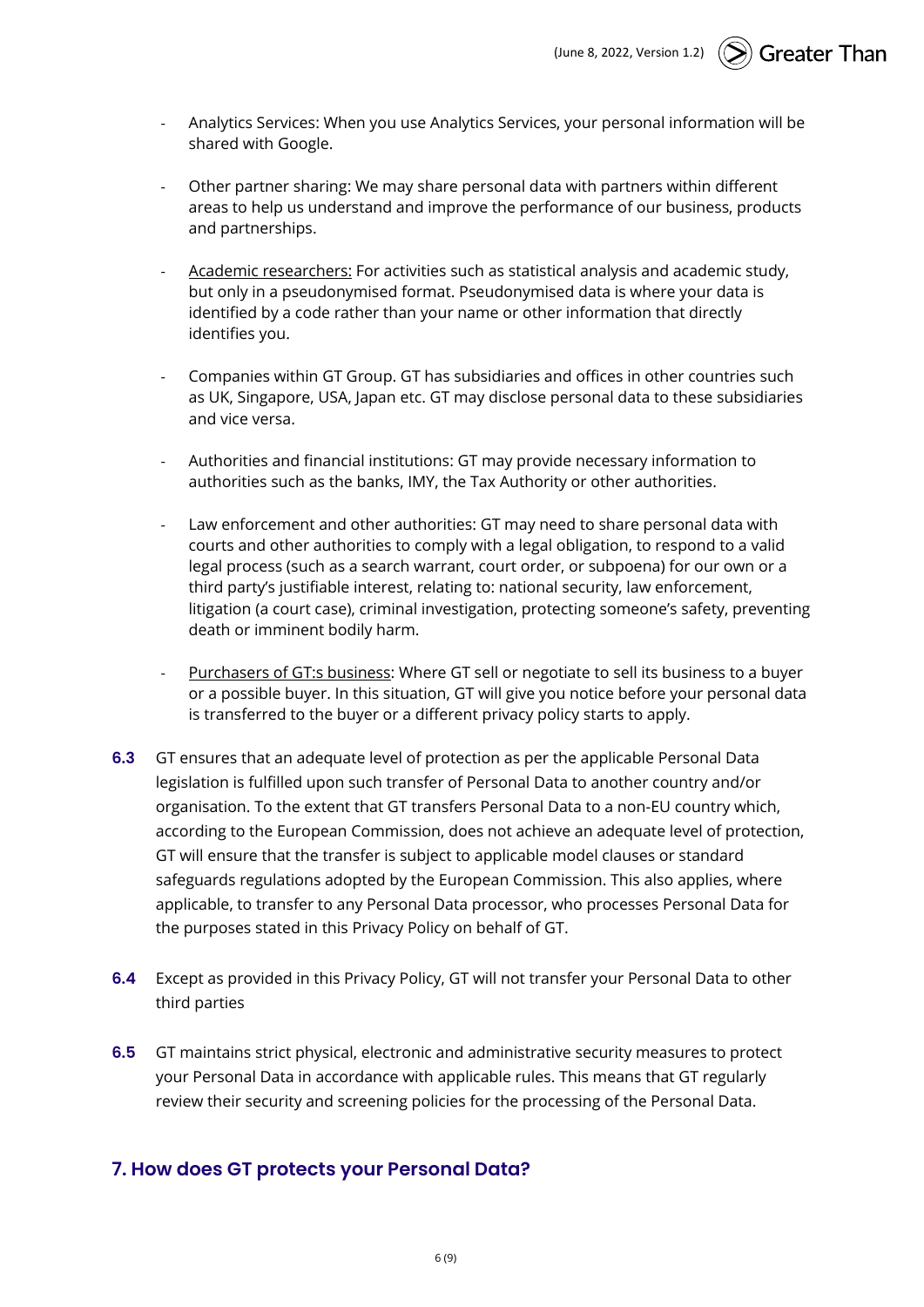- Analytics Services: When you use Analytics Services, your personal information will be shared with Google.

- Other partner sharing: We may share personal data with partners within different areas to help us understand and improve the performance of our business, products and partnerships.

- Academic researchers: For activities such as statistical analysis and academic study, but only in a pseudonymised format. Pseudonymised data is where your data is identified by a code rather than your name or other information that directly identifies you.

- Companies within GT Group. GT has subsidiaries and offices in other countries such as UK, Singapore, USA, Japan etc. GT may disclose personal data to these subsidiaries and vice versa.

- Authorities and financial institutions: GT may provide necessary information to authorities such as the banks, IMY, the Tax Authority or other authorities.

- Law enforcement and other authorities: GT may need to share personal data with courts and other authorities to comply with a legal obligation, to respond to a valid legal process (such as a search warrant, court order, or subpoena) for our own or a third party's justifiable interest, relating to: national security, law enforcement, litigation (a court case), criminal investigation, protecting someone's safety, preventing death or imminent bodily harm.

- Purchasers of GT:s business: Where GT sell or negotiate to sell its business to a buyer or a possible buyer. In this situation, GT will give you notice before your personal data is transferred to the buyer or a different privacy policy starts to apply.

**6.3** GT ensures that an adequate level of protection as per the applicable Personal Data legislation is fulfilled upon such transfer of Personal Data to another country and/or organisation. To the extent that GT transfers Personal Data to a non-EU country which, according to the European Commission, does not achieve an adequate level of protection, GT will ensure that the transfer is subject to applicable model clauses or standard safeguards regulations adopted by the European Commission. This also applies, where applicable, to transfer to any Personal Data processor, who processes Personal Data for the purposes stated in this Privacy Policy on behalf of GT.

**6.4** Except as provided in this Privacy Policy, GT will not transfer your Personal Data to other third parties

**6.5** GT maintains strict physical, electronic and administrative security measures to protect your Personal Data in accordance with applicable rules. This means that GT regularly review their security and screening policies for the processing of the Personal Data.

## 7. How does GT protects your Personal Data?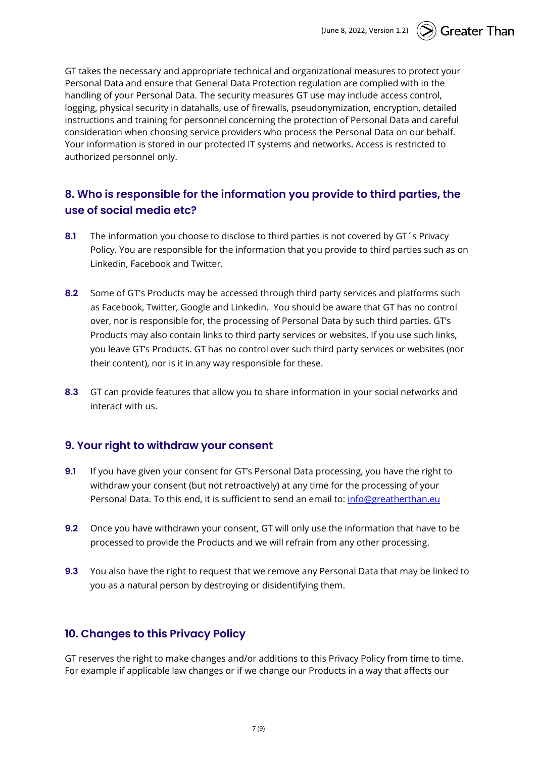GT takes the necessary and appropriate technical and organizational measures to protect your Personal Data and ensure that General Data Protection regulation are complied with in the handling of your Personal Data. The security measures GT use may include access control, logging, physical security in datahalls, use of firewalls, pseudonymization, encryption, detailed instructions and training for personnel concerning the protection of Personal Data and careful consideration when choosing service providers who process the Personal Data on our behalf. Your information is stored in our protected IT systems and networks. Access is restricted to authorized personnel only.

## 8. Who is responsible for the information you provide to third parties, the use of social media etc?

**8.1** The information you choose to disclose to third parties is not covered by GT´s Privacy Policy. You are responsible for the information that you provide to third parties such as on Linkedin, Facebook and Twitter.

**8.2** Some of GT's Products may be accessed through third party services and platforms such as Facebook, Twitter, Google and Linkedin. You should be aware that GT has no control over, nor is responsible for, the processing of Personal Data by such third parties. GT's Products may also contain links to third party services or websites. If you use such links, you leave GT's Products. GT has no control over such third party services or websites (nor their content), nor is it in any way responsible for these.

**8.3** GT can provide features that allow you to share information in your social networks and interact with us.

## 9. Your right to withdraw your consent

**9.1** If you have given your consent for GT's Personal Data processing, you have the right to withdraw your consent (but not retroactively) at any time for the processing of your Personal Data. To this end, it is sufficient to send an email to: info@greatherthan.eu

**9.2** Once you have withdrawn your consent, GT will only use the information that have to be processed to provide the Products and we will refrain from any other processing.

**9.3** You also have the right to request that we remove any Personal Data that may be linked to you as a natural person by destroying or disidentifying them.

## 10. Changes to this Privacy Policy

GT reserves the right to make changes and/or additions to this Privacy Policy from time to time. For example if applicable law changes or if we change our Products in a way that affects our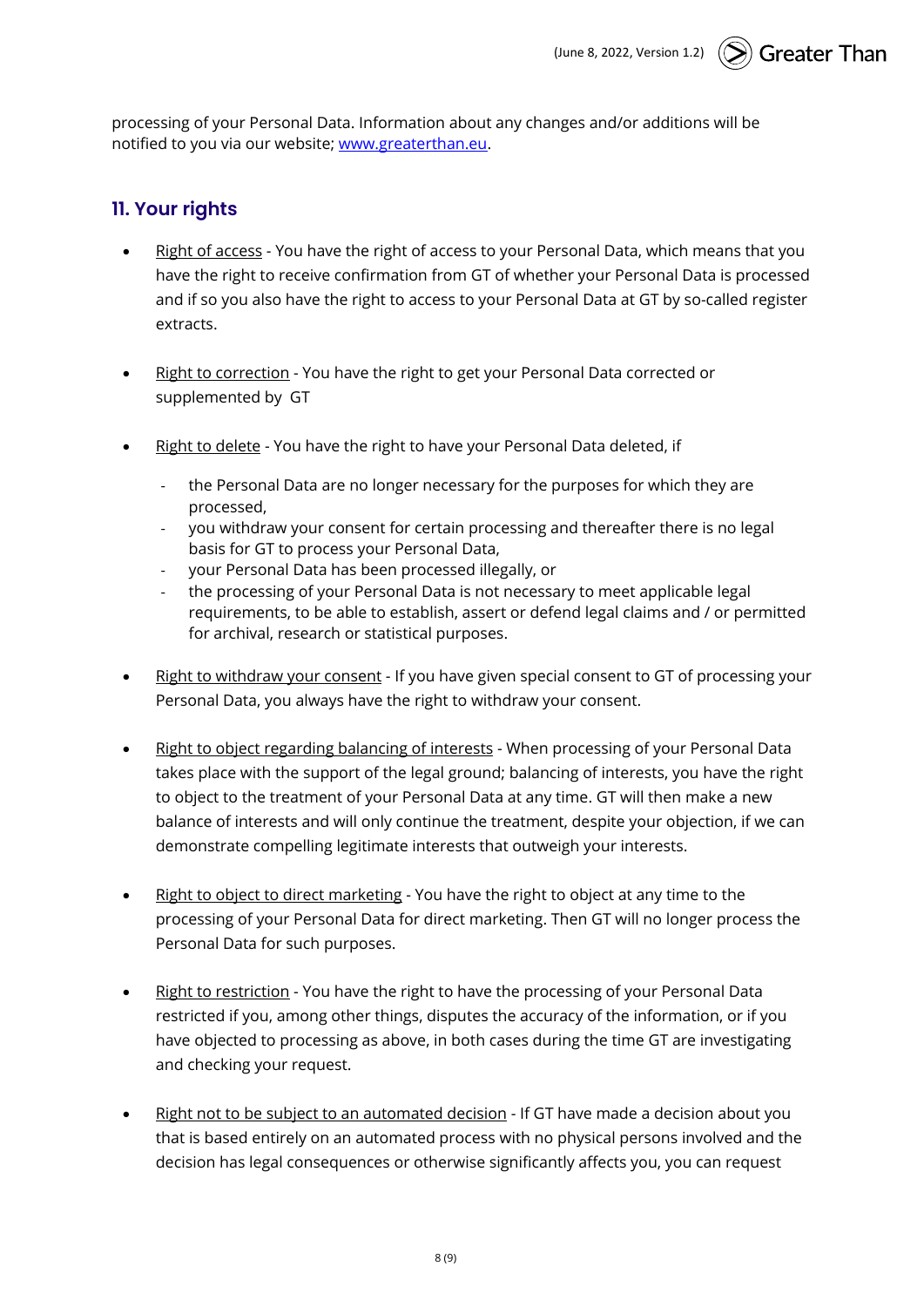processing of your Personal Data. Information about any changes and/or additions will be notified to you via our website; [www.greaterthan.eu](http://www.greaterthan.eu).

## 11. Your rights

- Right of access - You have the right of access to your Personal Data, which means that you have the right to receive confirmation from GT of whether your Personal Data is processed and if so you also have the right to access to your Personal Data at GT by so-called register extracts.

- Right to correction - You have the right to get your Personal Data corrected or supplemented by GT

- Right to delete - You have the right to have your Personal Data deleted, if
  - the Personal Data are no longer necessary for the purposes for which they are processed,
  - you withdraw your consent for certain processing and thereafter there is no legal basis for GT to process your Personal Data,
  - your Personal Data has been processed illegally, or
  - the processing of your Personal Data is not necessary to meet applicable legal requirements, to be able to establish, assert or defend legal claims and / or permitted for archival, research or statistical purposes.

- Right to withdraw your consent - If you have given special consent to GT of processing your Personal Data, you always have the right to withdraw your consent.

- Right to object regarding balancing of interests - When processing of your Personal Data takes place with the support of the legal ground; balancing of interests, you have the right to object to the treatment of your Personal Data at any time. GT will then make a new balance of interests and will only continue the treatment, despite your objection, if we can demonstrate compelling legitimate interests that outweigh your interests.

- Right to object to direct marketing - You have the right to object at any time to the processing of your Personal Data for direct marketing. Then GT will no longer process the Personal Data for such purposes.

- Right to restriction - You have the right to have the processing of your Personal Data restricted if you, among other things, disputes the accuracy of the information, or if you have objected to processing as above, in both cases during the time GT are investigating and checking your request.

- Right not to be subject to an automated decision - If GT have made a decision about you that is based entirely on an automated process with no physical persons involved and the decision has legal consequences or otherwise significantly affects you, you can request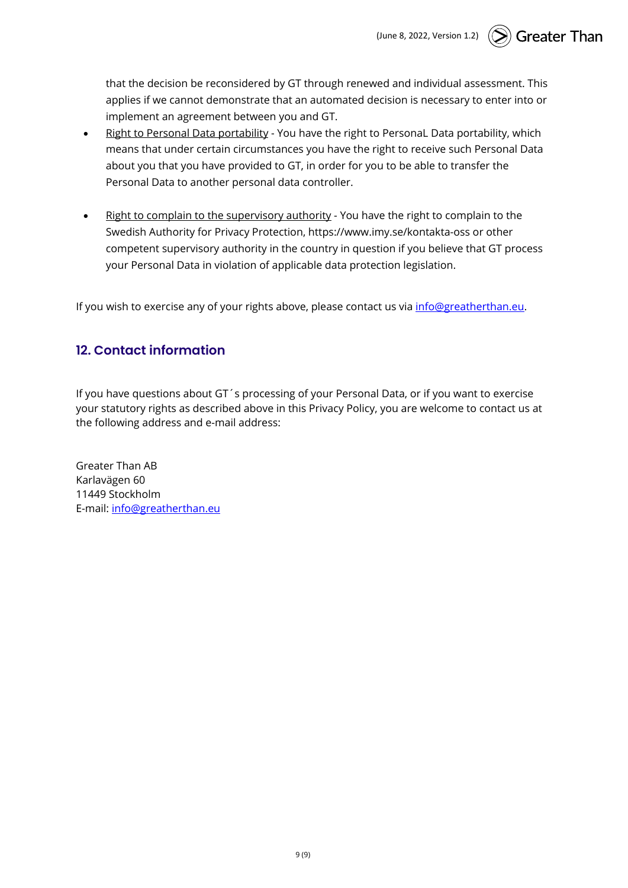that the decision be reconsidered by GT through renewed and individual assessment. This applies if we cannot demonstrate that an automated decision is necessary to enter into or implement an agreement between you and GT.

- Right to Personal Data portability - You have the right to PersonaL Data portability, which means that under certain circumstances you have the right to receive such Personal Data about you that you have provided to GT, in order for you to be able to transfer the Personal Data to another personal data controller.

- Right to complain to the supervisory authority - You have the right to complain to the Swedish Authority for Privacy Protection, https://www.imy.se/kontakta-oss or other competent supervisory authority in the country in question if you believe that GT process your Personal Data in violation of applicable data protection legislation.

If you wish to exercise any of your rights above, please contact us via info@greatherthan.eu.

## 12. Contact information

If you have questions about GT´s processing of your Personal Data, or if you want to exercise your statutory rights as described above in this Privacy Policy, you are welcome to contact us at the following address and e-mail address:

Greater Than AB
Karlavägen 60
11449 Stockholm
E-mail: info@greatherthan.eu